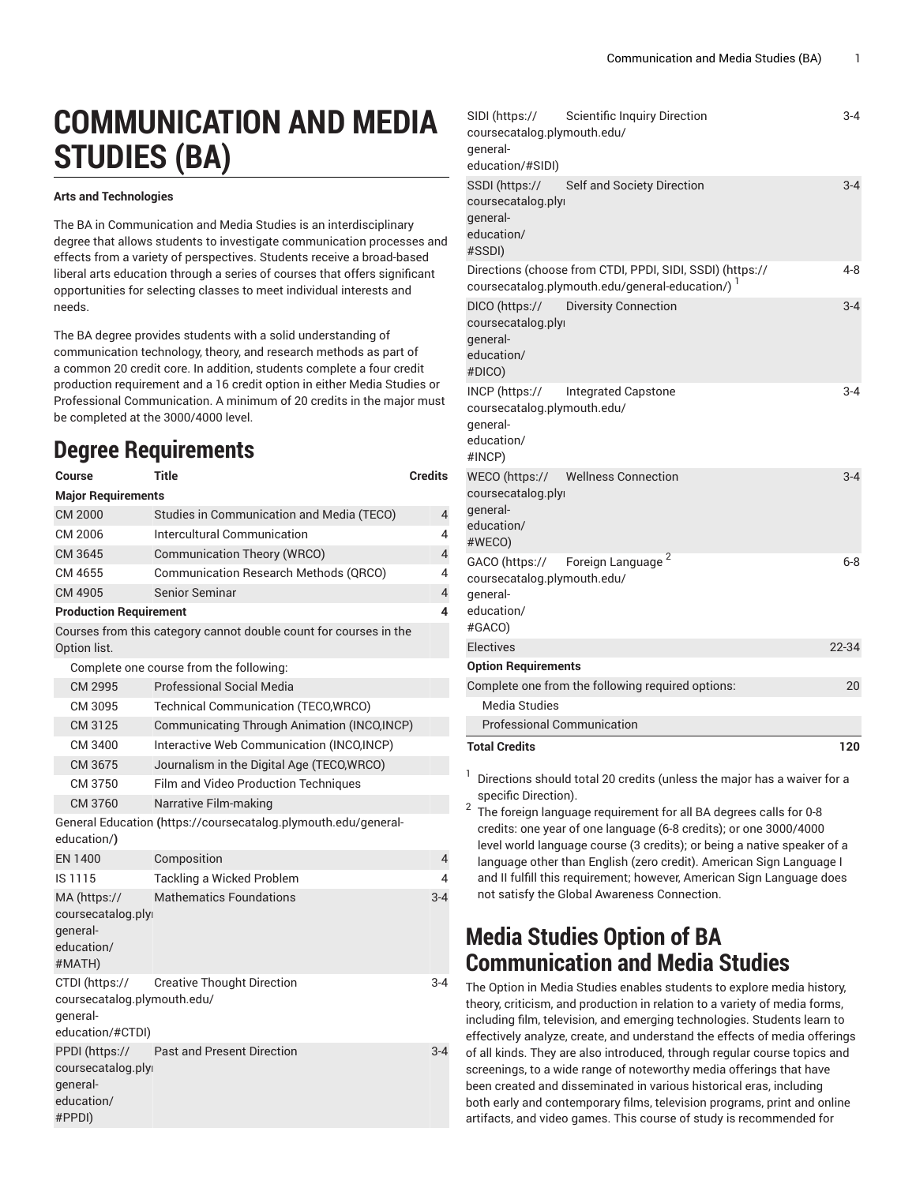# COMMUNICATION AND MEDIA STUDIES (BA)

**Arts and Technologies**

The BA in Communication and Media Studies is an interdisciplinary degree that allows students to investigate communication processes and effects from a variety of perspectives. Students receive a broad-based liberal arts education through a series of courses that offers significant opportunities for selecting classes to meet individual interests and needs.

The BA degree provides students with a solid understanding of communication technology, theory, and research methods as part of a common 20 credit core. In addition, students complete a four credit production requirement and a 16 credit option in either Media Studies or Professional Communication. A minimum of 20 credits in the major must be completed at the 3000/4000 level.

## Degree Requirements

| Course | Title | Credits |
|---|---|---|
| **Major Requirements** | | |
| CM 2000 | Studies in Communication and Media (TECO) | 4 |
| CM 2006 | Intercultural Communication | 4 |
| CM 3645 | Communication Theory (WRCO) | 4 |
| CM 4655 | Communication Research Methods (QRCO) | 4 |
| CM 4905 | Senior Seminar | 4 |
| **Production Requirement** | | **4** |
| Courses from this category cannot double count for courses in the Option list. | | |
| Complete one course from the following: | | |
| CM 2995 | Professional Social Media | |
| CM 3095 | Technical Communication (TECO,WRCO) | |
| CM 3125 | Communicating Through Animation (INCO,INCP) | |
| CM 3400 | Interactive Web Communication (INCO,INCP) | |
| CM 3675 | Journalism in the Digital Age (TECO,WRCO) | |
| CM 3750 | Film and Video Production Techniques | |
| CM 3760 | Narrative Film-making | |
| General Education (https://coursecatalog.plymouth.edu/general-education/) | | |
| EN 1400 | Composition | 4 |
| IS 1115 | Tackling a Wicked Problem | 4 |
| MA (https://coursecatalog.plymouth.edu/general-education/#MATH) | Mathematics Foundations | 3-4 |
| CTDI (https://coursecatalog.plymouth.edu/general-education/#CTDI) | Creative Thought Direction | 3-4 |
| PPDI (https://coursecatalog.plymouth.edu/general-education/#PPDI) | Past and Present Direction | 3-4 |
| SIDI (https://coursecatalog.plymouth.edu/general-education/#SIDI) | Scientific Inquiry Direction | 3-4 |
| SSDI (https://coursecatalog.plymouth.edu/general-education/#SSDI) | Self and Society Direction | 3-4 |
| Directions (choose from CTDI, PPDI, SIDI, SSDI) (https://coursecatalog.plymouth.edu/general-education/) [1] | | 4-8 |
| DICO (https://coursecatalog.plymouth.edu/general-education/#DICO) | Diversity Connection | 3-4 |
| INCP (https://coursecatalog.plymouth.edu/general-education/#INCP) | Integrated Capstone | 3-4 |
| WECO (https://coursecatalog.plymouth.edu/general-education/#WECO) | Wellness Connection | 3-4 |
| GACO (https://coursecatalog.plymouth.edu/general-education/#GACO) | Foreign Language [2] | 6-8 |
| Electives | | 22-34 |
| **Option Requirements** | | |
| Complete one from the following required options: | | 20 |
| Media Studies | | |
| Professional Communication | | |
| **Total Credits** | | **120** |

[1] Directions should total 20 credits (unless the major has a waiver for a specific Direction).

[2] The foreign language requirement for all BA degrees calls for 0-8 credits: one year of one language (6-8 credits); or one 3000/4000 level world language course (3 credits); or being a native speaker of a language other than English (zero credit). American Sign Language I and II fulfill this requirement; however, American Sign Language does not satisfy the Global Awareness Connection.

## Media Studies Option of BA Communication and Media Studies

The Option in Media Studies enables students to explore media history, theory, criticism, and production in relation to a variety of media forms, including film, television, and emerging technologies. Students learn to effectively analyze, create, and understand the effects of media offerings of all kinds. They are also introduced, through regular course topics and screenings, to a wide range of noteworthy media offerings that have been created and disseminated in various historical eras, including both early and contemporary films, television programs, print and online artifacts, and video games. This course of study is recommended for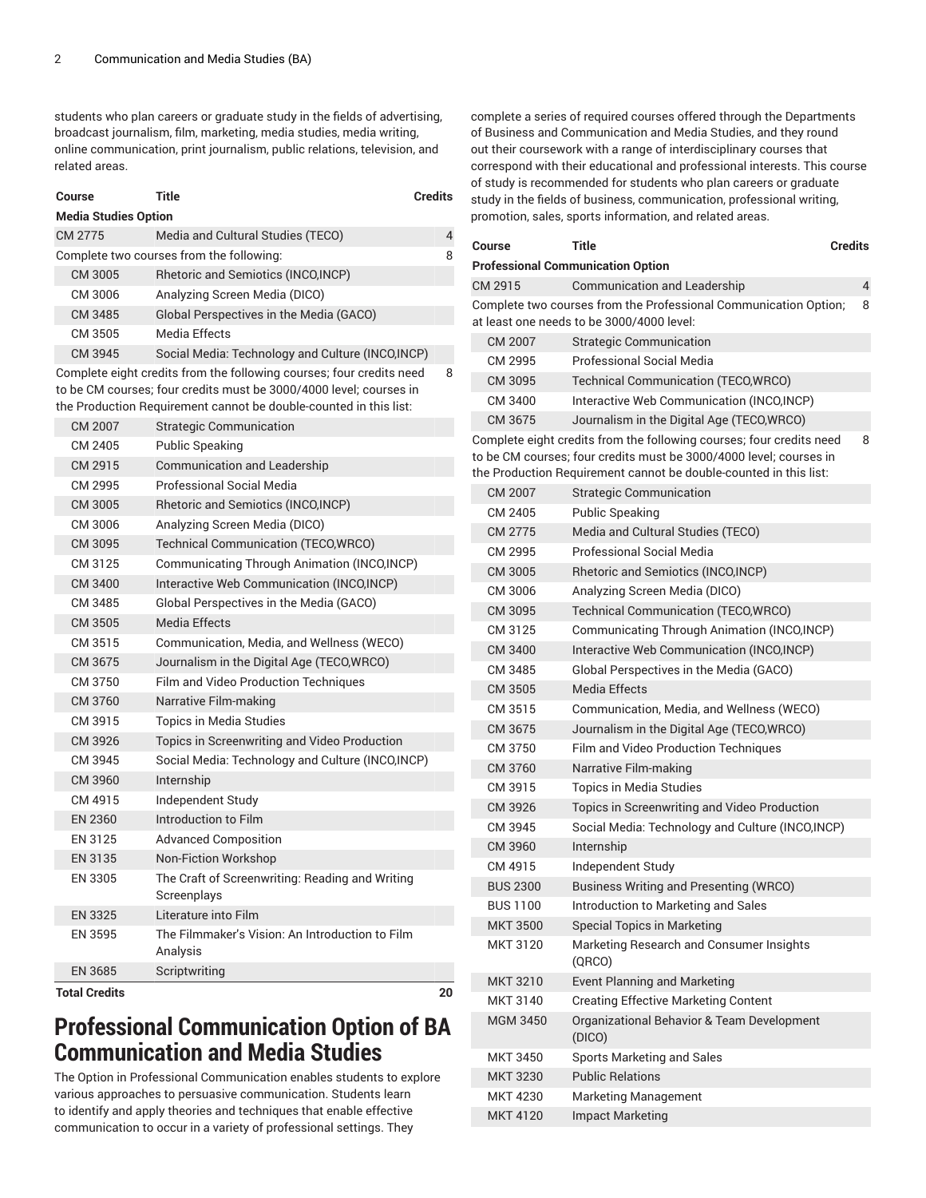students who plan careers or graduate study in the fields of advertising, broadcast journalism, film, marketing, media studies, media writing, online communication, print journalism, public relations, television, and related areas.

| Course | Title | Credits |
|---|---|---|
| **Media Studies Option** | | |
| CM 2775 | Media and Cultural Studies (TECO) | 4 |
| Complete two courses from the following: | | 8 |
| CM 3005 | Rhetoric and Semiotics (INCO,INCP) | |
| CM 3006 | Analyzing Screen Media (DICO) | |
| CM 3485 | Global Perspectives in the Media (GACO) | |
| CM 3505 | Media Effects | |
| CM 3945 | Social Media: Technology and Culture (INCO,INCP) | |
| Complete eight credits from the following courses; four credits need to be CM courses; four credits must be 3000/4000 level; courses in the Production Requirement cannot be double-counted in this list: | | 8 |
| CM 2007 | Strategic Communication | |
| CM 2405 | Public Speaking | |
| CM 2915 | Communication and Leadership | |
| CM 2995 | Professional Social Media | |
| CM 3005 | Rhetoric and Semiotics (INCO,INCP) | |
| CM 3006 | Analyzing Screen Media (DICO) | |
| CM 3095 | Technical Communication (TECO,WRCO) | |
| CM 3125 | Communicating Through Animation (INCO,INCP) | |
| CM 3400 | Interactive Web Communication (INCO,INCP) | |
| CM 3485 | Global Perspectives in the Media (GACO) | |
| CM 3505 | Media Effects | |
| CM 3515 | Communication, Media, and Wellness (WECO) | |
| CM 3675 | Journalism in the Digital Age (TECO,WRCO) | |
| CM 3750 | Film and Video Production Techniques | |
| CM 3760 | Narrative Film-making | |
| CM 3915 | Topics in Media Studies | |
| CM 3926 | Topics in Screenwriting and Video Production | |
| CM 3945 | Social Media: Technology and Culture (INCO,INCP) | |
| CM 3960 | Internship | |
| CM 4915 | Independent Study | |
| EN 2360 | Introduction to Film | |
| EN 3125 | Advanced Composition | |
| EN 3135 | Non-Fiction Workshop | |
| EN 3305 | The Craft of Screenwriting: Reading and Writing Screenplays | |
| EN 3325 | Literature into Film | |
| EN 3595 | The Filmmaker's Vision: An Introduction to Film Analysis | |
| EN 3685 | Scriptwriting | |
| **Total Credits** | | **20** |

# Professional Communication Option of BA Communication and Media Studies

The Option in Professional Communication enables students to explore various approaches to persuasive communication. Students learn to identify and apply theories and techniques that enable effective communication to occur in a variety of professional settings. They complete a series of required courses offered through the Departments of Business and Communication and Media Studies, and they round out their coursework with a range of interdisciplinary courses that correspond with their educational and professional interests. This course of study is recommended for students who plan careers or graduate study in the fields of business, communication, professional writing, promotion, sales, sports information, and related areas.

| Course | Title | Credits |
|---|---|---|
| **Professional Communication Option** | | |
| CM 2915 | Communication and Leadership | 4 |
| Complete two courses from the Professional Communication Option; at least one needs to be 3000/4000 level: | | 8 |
| CM 2007 | Strategic Communication | |
| CM 2995 | Professional Social Media | |
| CM 3095 | Technical Communication (TECO,WRCO) | |
| CM 3400 | Interactive Web Communication (INCO,INCP) | |
| CM 3675 | Journalism in the Digital Age (TECO,WRCO) | |
| Complete eight credits from the following courses; four credits need to be CM courses; four credits must be 3000/4000 level; courses in the Production Requirement cannot be double-counted in this list: | | 8 |
| CM 2007 | Strategic Communication | |
| CM 2405 | Public Speaking | |
| CM 2775 | Media and Cultural Studies (TECO) | |
| CM 2995 | Professional Social Media | |
| CM 3005 | Rhetoric and Semiotics (INCO,INCP) | |
| CM 3006 | Analyzing Screen Media (DICO) | |
| CM 3095 | Technical Communication (TECO,WRCO) | |
| CM 3125 | Communicating Through Animation (INCO,INCP) | |
| CM 3400 | Interactive Web Communication (INCO,INCP) | |
| CM 3485 | Global Perspectives in the Media (GACO) | |
| CM 3505 | Media Effects | |
| CM 3515 | Communication, Media, and Wellness (WECO) | |
| CM 3675 | Journalism in the Digital Age (TECO,WRCO) | |
| CM 3750 | Film and Video Production Techniques | |
| CM 3760 | Narrative Film-making | |
| CM 3915 | Topics in Media Studies | |
| CM 3926 | Topics in Screenwriting and Video Production | |
| CM 3945 | Social Media: Technology and Culture (INCO,INCP) | |
| CM 3960 | Internship | |
| CM 4915 | Independent Study | |
| BUS 2300 | Business Writing and Presenting (WRCO) | |
| BUS 1100 | Introduction to Marketing and Sales | |
| MKT 3500 | Special Topics in Marketing | |
| MKT 3120 | Marketing Research and Consumer Insights (QRCO) | |
| MKT 3210 | Event Planning and Marketing | |
| MKT 3140 | Creating Effective Marketing Content | |
| MGM 3450 | Organizational Behavior & Team Development (DICO) | |
| MKT 3450 | Sports Marketing and Sales | |
| MKT 3230 | Public Relations | |
| MKT 4230 | Marketing Management | |
| MKT 4120 | Impact Marketing | |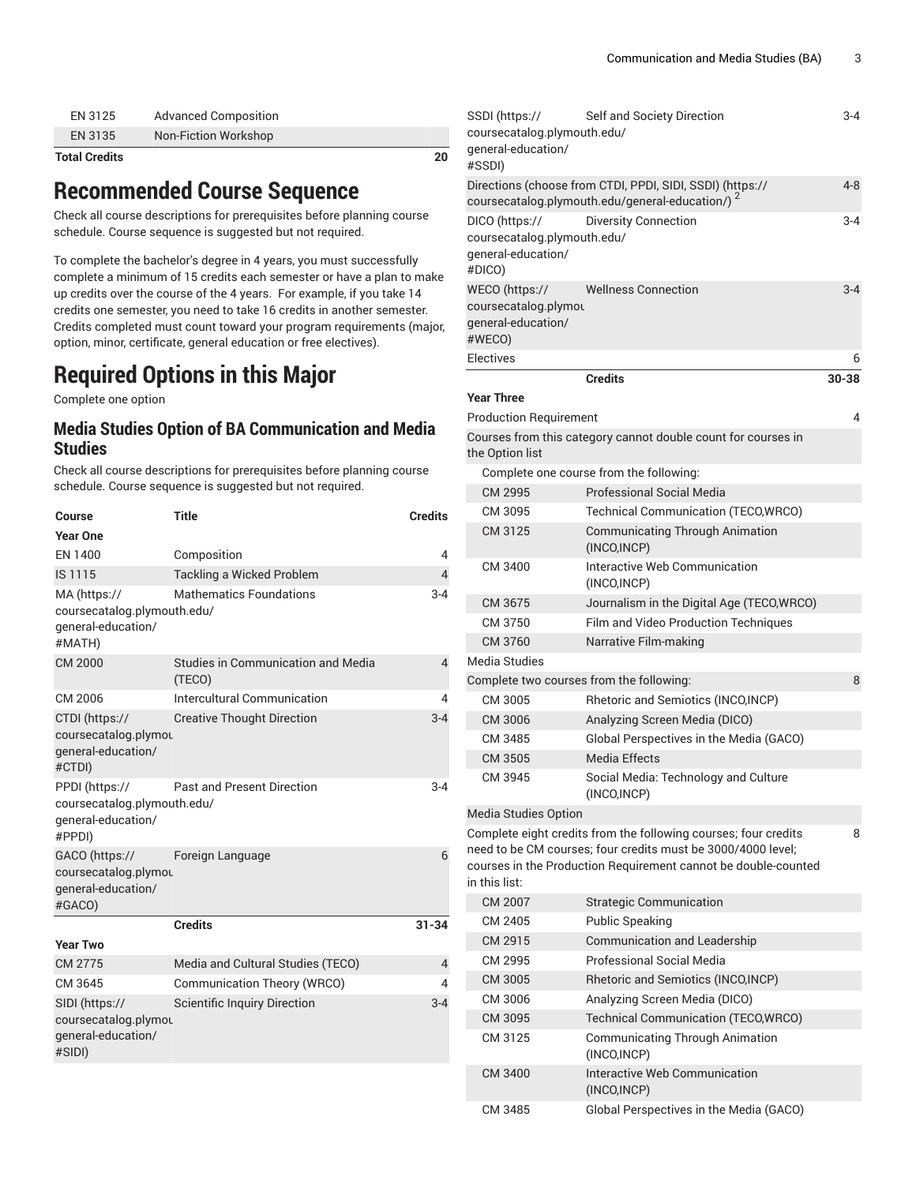| | | |
|---|---|---|
| EN 3125 | Advanced Composition | |
| EN 3135 | Non-Fiction Workshop | |
| **Total Credits** | | **20** |

# Recommended Course Sequence

Check all course descriptions for prerequisites before planning course schedule. Course sequence is suggested but not required.

To complete the bachelor's degree in 4 years, you must successfully complete a minimum of 15 credits each semester or have a plan to make up credits over the course of the 4 years. For example, if you take 14 credits one semester, you need to take 16 credits in another semester. Credits completed must count toward your program requirements (major, option, minor, certificate, general education or free electives).

# Required Options in this Major

Complete one option

## Media Studies Option of BA Communication and Media Studies

Check all course descriptions for prerequisites before planning course schedule. Course sequence is suggested but not required.

| Course | Title | Credits |
|---|---|---|
| **Year One** | | |
| EN 1400 | Composition | 4 |
| IS 1115 | Tackling a Wicked Problem | 4 |
| MA (https://coursecatalog.plymouth.edu/general-education/#MATH) | Mathematics Foundations | 3-4 |
| CM 2000 | Studies in Communication and Media (TECO) | 4 |
| CM 2006 | Intercultural Communication | 4 |
| CTDI (https://coursecatalog.plymouth.edu/general-education/#CTDI) | Creative Thought Direction | 3-4 |
| PPDI (https://coursecatalog.plymouth.edu/general-education/#PPDI) | Past and Present Direction | 3-4 |
| GACO (https://coursecatalog.plymouth.edu/general-education/#GACO) | Foreign Language | 6 |
| | **Credits** | **31-34** |
| **Year Two** | | |
| CM 2775 | Media and Cultural Studies (TECO) | 4 |
| CM 3645 | Communication Theory (WRCO) | 4 |
| SIDI (https://coursecatalog.plymouth.edu/general-education/#SIDI) | Scientific Inquiry Direction | 3-4 |
| SSDI (https://coursecatalog.plymouth.edu/general-education/#SSDI) | Self and Society Direction | 3-4 |
| Directions (choose from CTDI, PPDI, SIDI, SSDI) (https://coursecatalog.plymouth.edu/general-education/) [2] | | 4-8 |
| DICO (https://coursecatalog.plymouth.edu/general-education/#DICO) | Diversity Connection | 3-4 |
| WECO (https://coursecatalog.plymouth.edu/general-education/#WECO) | Wellness Connection | 3-4 |
| Electives | | 6 |
| | **Credits** | **30-38** |
| **Year Three** | | |
| Production Requirement | | 4 |
| Courses from this category cannot double count for courses in the Option list | | |
| Complete one course from the following: | | |
| CM 2995 | Professional Social Media | |
| CM 3095 | Technical Communication (TECO,WRCO) | |
| CM 3125 | Communicating Through Animation (INCO,INCP) | |
| CM 3400 | Interactive Web Communication (INCO,INCP) | |
| CM 3675 | Journalism in the Digital Age (TECO,WRCO) | |
| CM 3750 | Film and Video Production Techniques | |
| CM 3760 | Narrative Film-making | |
| Media Studies | | |
| Complete two courses from the following: | | 8 |
| CM 3005 | Rhetoric and Semiotics (INCO,INCP) | |
| CM 3006 | Analyzing Screen Media (DICO) | |
| CM 3485 | Global Perspectives in the Media (GACO) | |
| CM 3505 | Media Effects | |
| CM 3945 | Social Media: Technology and Culture (INCO,INCP) | |
| Media Studies Option | | |
| Complete eight credits from the following courses; four credits need to be CM courses; four credits must be 3000/4000 level; courses in the Production Requirement cannot be double-counted in this list: | | 8 |
| CM 2007 | Strategic Communication | |
| CM 2405 | Public Speaking | |
| CM 2915 | Communication and Leadership | |
| CM 2995 | Professional Social Media | |
| CM 3005 | Rhetoric and Semiotics (INCO,INCP) | |
| CM 3006 | Analyzing Screen Media (DICO) | |
| CM 3095 | Technical Communication (TECO,WRCO) | |
| CM 3125 | Communicating Through Animation (INCO,INCP) | |
| CM 3400 | Interactive Web Communication (INCO,INCP) | |
| CM 3485 | Global Perspectives in the Media (GACO) | |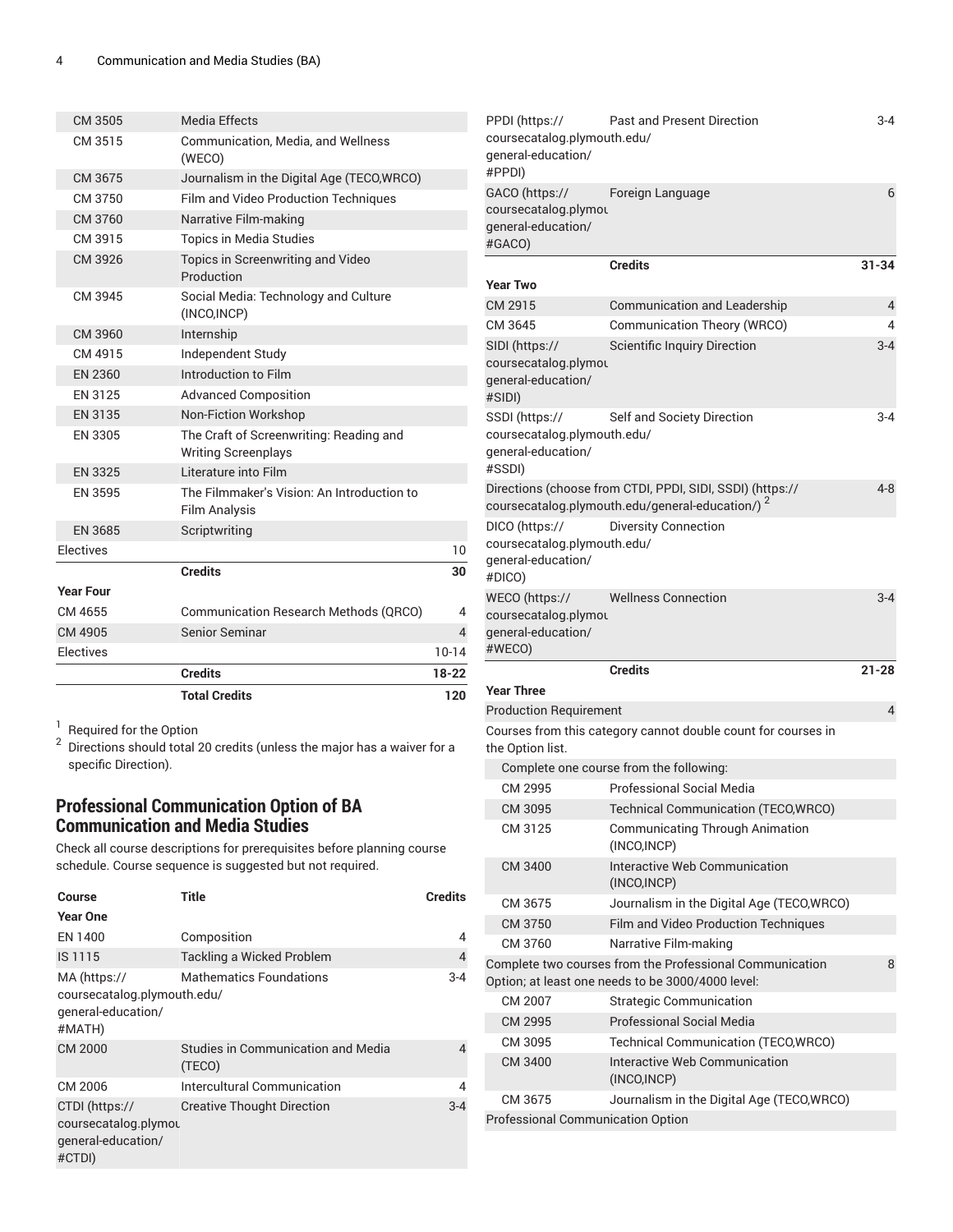| | | |
|---|---|---|
| CM 3505 | Media Effects | |
| CM 3515 | Communication, Media, and Wellness (WECO) | |
| CM 3675 | Journalism in the Digital Age (TECO,WRCO) | |
| CM 3750 | Film and Video Production Techniques | |
| CM 3760 | Narrative Film-making | |
| CM 3915 | Topics in Media Studies | |
| CM 3926 | Topics in Screenwriting and Video Production | |
| CM 3945 | Social Media: Technology and Culture (INCO,INCP) | |
| CM 3960 | Internship | |
| CM 4915 | Independent Study | |
| EN 2360 | Introduction to Film | |
| EN 3125 | Advanced Composition | |
| EN 3135 | Non-Fiction Workshop | |
| EN 3305 | The Craft of Screenwriting: Reading and Writing Screenplays | |
| EN 3325 | Literature into Film | |
| EN 3595 | The Filmmaker's Vision: An Introduction to Film Analysis | |
| EN 3685 | Scriptwriting | |
| Electives | | 10 |
| | **Credits** | **30** |
| **Year Four** | | |
| CM 4655 | Communication Research Methods (QRCO) | 4 |
| CM 4905 | Senior Seminar | 4 |
| Electives | | 10-14 |
| | **Credits** | **18-22** |
| | **Total Credits** | **120** |

[1] Required for the Option

[2] Directions should total 20 credits (unless the major has a waiver for a specific Direction).

## Professional Communication Option of BA Communication and Media Studies

Check all course descriptions for prerequisites before planning course schedule. Course sequence is suggested but not required.

| Course | Title | Credits |
|---|---|---|
| **Year One** | | |
| EN 1400 | Composition | 4 |
| IS 1115 | Tackling a Wicked Problem | 4 |
| MA (https://coursecatalog.plymouth.edu/general-education/#MATH) | Mathematics Foundations | 3-4 |
| CM 2000 | Studies in Communication and Media (TECO) | 4 |
| CM 2006 | Intercultural Communication | 4 |
| CTDI (https://coursecatalog.plymouth.edu/general-education/#CTDI) | Creative Thought Direction | 3-4 |
| PPDI (https://coursecatalog.plymouth.edu/general-education/#PPDI) | Past and Present Direction | 3-4 |
| GACO (https://coursecatalog.plymouth.edu/general-education/#GACO) | Foreign Language | 6 |
| | **Credits** | **31-34** |
| **Year Two** | | |
| CM 2915 | Communication and Leadership | 4 |
| CM 3645 | Communication Theory (WRCO) | 4 |
| SIDI (https://coursecatalog.plymouth.edu/general-education/#SIDI) | Scientific Inquiry Direction | 3-4 |
| SSDI (https://coursecatalog.plymouth.edu/general-education/#SSDI) | Self and Society Direction | 3-4 |
| Directions (choose from CTDI, PPDI, SIDI, SSDI) (https://coursecatalog.plymouth.edu/general-education/) [2] | | 4-8 |
| DICO (https://coursecatalog.plymouth.edu/general-education/#DICO) | Diversity Connection | |
| WECO (https://coursecatalog.plymouth.edu/general-education/#WECO) | Wellness Connection | 3-4 |
| | **Credits** | **21-28** |
| **Year Three** | | |
| Production Requirement | | 4 |
| Courses from this category cannot double count for courses in the Option list. | | |
| Complete one course from the following: | | |
| CM 2995 | Professional Social Media | |
| CM 3095 | Technical Communication (TECO,WRCO) | |
| CM 3125 | Communicating Through Animation (INCO,INCP) | |
| CM 3400 | Interactive Web Communication (INCO,INCP) | |
| CM 3675 | Journalism in the Digital Age (TECO,WRCO) | |
| CM 3750 | Film and Video Production Techniques | |
| CM 3760 | Narrative Film-making | |
| Complete two courses from the Professional Communication Option; at least one needs to be 3000/4000 level: | | 8 |
| CM 2007 | Strategic Communication | |
| CM 2995 | Professional Social Media | |
| CM 3095 | Technical Communication (TECO,WRCO) | |
| CM 3400 | Interactive Web Communication (INCO,INCP) | |
| CM 3675 | Journalism in the Digital Age (TECO,WRCO) | |
| Professional Communication Option | | |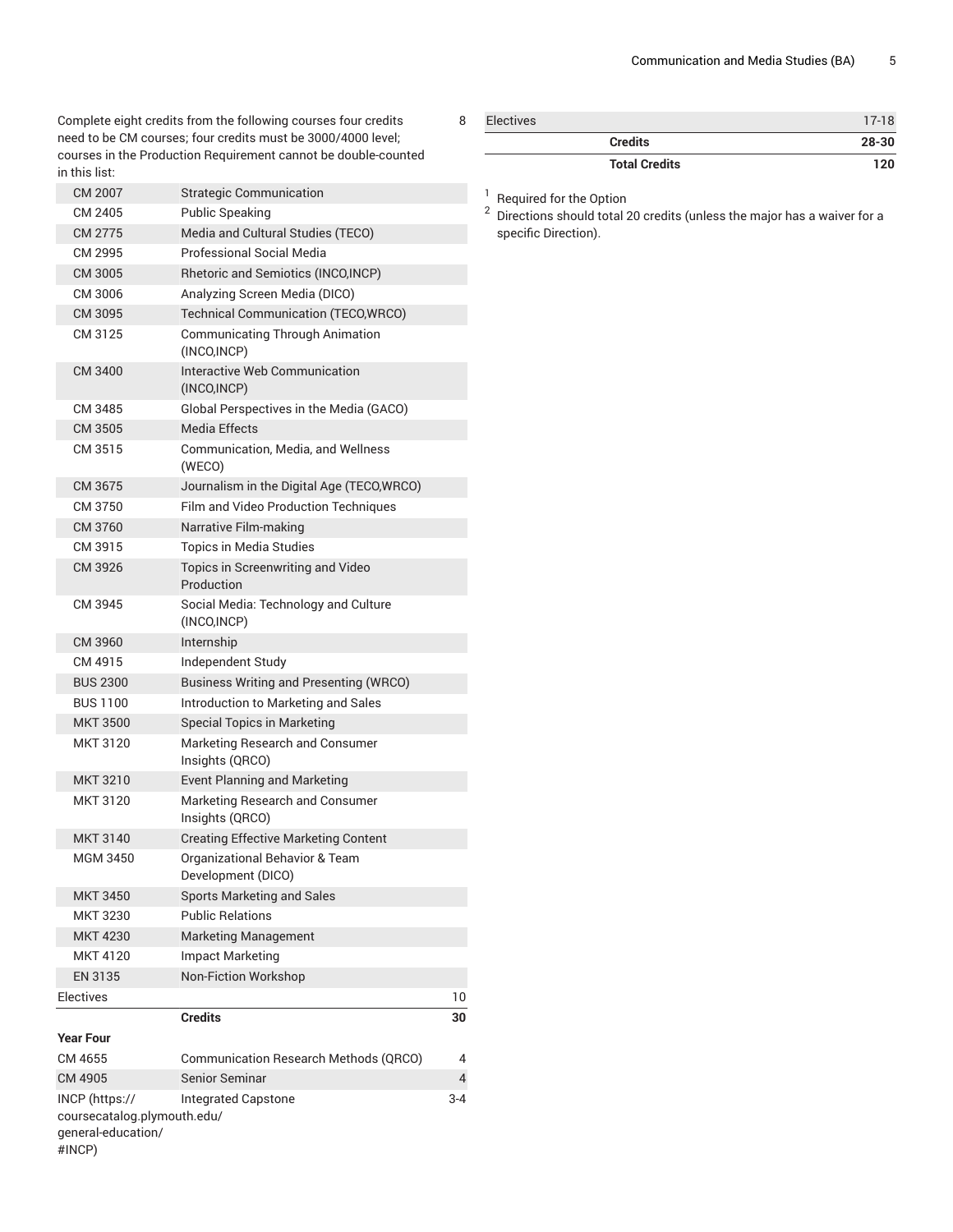| | | |
|---|---|---|
| Complete eight credits from the following courses four credits need to be CM courses; four credits must be 3000/4000 level; courses in the Production Requirement cannot be double-counted in this list: | | 8 |
| CM 2007 | Strategic Communication | |
| CM 2405 | Public Speaking | |
| CM 2775 | Media and Cultural Studies (TECO) | |
| CM 2995 | Professional Social Media | |
| CM 3005 | Rhetoric and Semiotics (INCO,INCP) | |
| CM 3006 | Analyzing Screen Media (DICO) | |
| CM 3095 | Technical Communication (TECO,WRCO) | |
| CM 3125 | Communicating Through Animation (INCO,INCP) | |
| CM 3400 | Interactive Web Communication (INCO,INCP) | |
| CM 3485 | Global Perspectives in the Media (GACO) | |
| CM 3505 | Media Effects | |
| CM 3515 | Communication, Media, and Wellness (WECO) | |
| CM 3675 | Journalism in the Digital Age (TECO,WRCO) | |
| CM 3750 | Film and Video Production Techniques | |
| CM 3760 | Narrative Film-making | |
| CM 3915 | Topics in Media Studies | |
| CM 3926 | Topics in Screenwriting and Video Production | |
| CM 3945 | Social Media: Technology and Culture (INCO,INCP) | |
| CM 3960 | Internship | |
| CM 4915 | Independent Study | |
| BUS 2300 | Business Writing and Presenting (WRCO) | |
| BUS 1100 | Introduction to Marketing and Sales | |
| MKT 3500 | Special Topics in Marketing | |
| MKT 3120 | Marketing Research and Consumer Insights (QRCO) | |
| MKT 3210 | Event Planning and Marketing | |
| MKT 3120 | Marketing Research and Consumer Insights (QRCO) | |
| MKT 3140 | Creating Effective Marketing Content | |
| MGM 3450 | Organizational Behavior & Team Development (DICO) | |
| MKT 3450 | Sports Marketing and Sales | |
| MKT 3230 | Public Relations | |
| MKT 4230 | Marketing Management | |
| MKT 4120 | Impact Marketing | |
| EN 3135 | Non-Fiction Workshop | |
| Electives | | 10 |
| | **Credits** | **30** |
| **Year Four** | | |
| CM 4655 | Communication Research Methods (QRCO) | 4 |
| CM 4905 | Senior Seminar | 4 |
| INCP (https://coursecatalog.plymouth.edu/general-education/#INCP) | Integrated Capstone | 3-4 |
| Electives | | 17-18 |
| | **Credits** | **28-30** |
| | **Total Credits** | **120** |

[1] Required for the Option

[2] Directions should total 20 credits (unless the major has a waiver for a specific Direction).